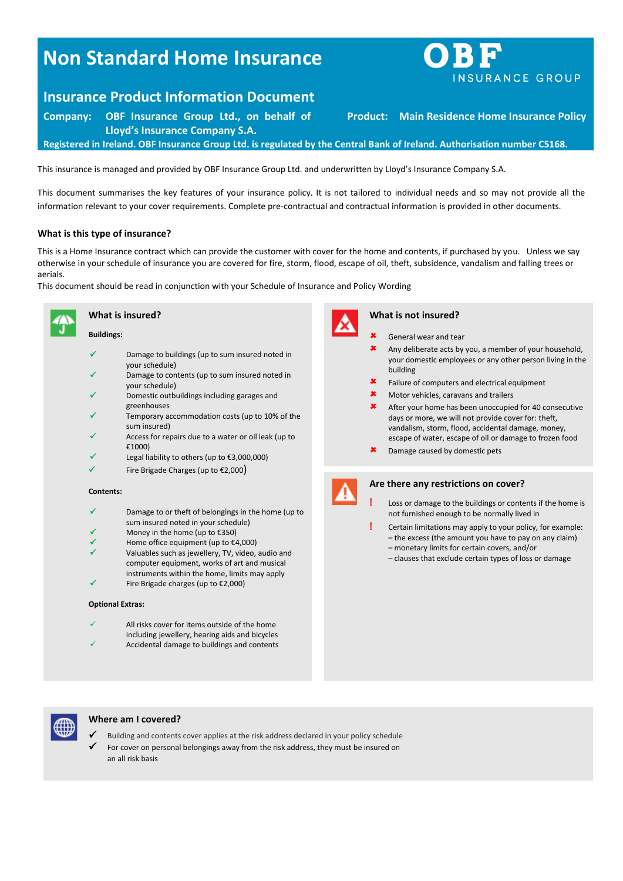// Non Standard Home Insurance

# Non Standard Home Insurance

OBF INSURANCE GROUP

## Insurance Product Information Document

**Company:** OBF Insurance Group Ltd., on behalf of Lloyd's Insurance Company S.A.

**Product:** Main Residence Home Insurance Policy

**Registered in Ireland. OBF Insurance Group Ltd. is regulated by the Central Bank of Ireland. Authorisation number C5168.**

This insurance is managed and provided by OBF Insurance Group Ltd. and underwritten by Lloyd's Insurance Company S.A.

This document summarises the key features of your insurance policy. It is not tailored to individual needs and so may not provide all the information relevant to your cover requirements. Complete pre-contractual and contractual information is provided in other documents.

### What is this type of insurance?

This is a Home Insurance contract which can provide the customer with cover for the home and contents, if purchased by you. Unless we say otherwise in your schedule of insurance you are covered for fire, storm, flood, escape of oil, theft, subsidence, vandalism and falling trees or aerials.

This document should be read in conjunction with your Schedule of Insurance and Policy Wording

### What is insured?

**Buildings:**

- ✓ Damage to buildings (up to sum insured noted in your schedule)
- ✓ Damage to contents (up to sum insured noted in your schedule)
- ✓ Domestic outbuildings including garages and greenhouses
- ✓ Temporary accommodation costs (up to 10% of the sum insured)
- ✓ Access for repairs due to a water or oil leak (up to €1000)
- ✓ Legal liability to others (up to €3,000,000)
- ✓ Fire Brigade Charges (up to €2,000)

**Contents:**

- ✓ Damage to or theft of belongings in the home (up to sum insured noted in your schedule)
- ✓ Money in the home (up to €350)
- ✓ Home office equipment (up to €4,000)
- ✓ Valuables such as jewellery, TV, video, audio and computer equipment, works of art and musical instruments within the home, limits may apply
- ✓ Fire Brigade charges (up to €2,000)

**Optional Extras:**

- ✓ All risks cover for items outside of the home including jewellery, hearing aids and bicycles
- ✓ Accidental damage to buildings and contents

### What is not insured?

- ✘ General wear and tear
- ✘ Any deliberate acts by you, a member of your household, your domestic employees or any other person living in the building
- ✘ Failure of computers and electrical equipment
- ✘ Motor vehicles, caravans and trailers
- ✘ After your home has been unoccupied for 40 consecutive days or more, we will not provide cover for: theft, vandalism, storm, flood, accidental damage, money, escape of water, escape of oil or damage to frozen food
- ✘ Damage caused by domestic pets

### Are there any restrictions on cover?

- ! Loss or damage to the buildings or contents if the home is not furnished enough to be normally lived in
- ! Certain limitations may apply to your policy, for example:
  - – the excess (the amount you have to pay on any claim)
  - – monetary limits for certain covers, and/or
  - – clauses that exclude certain types of loss or damage

### Where am I covered?

- ✓ Building and contents cover applies at the risk address declared in your policy schedule
- ✓ For cover on personal belongings away from the risk address, they must be insured on an all risk basis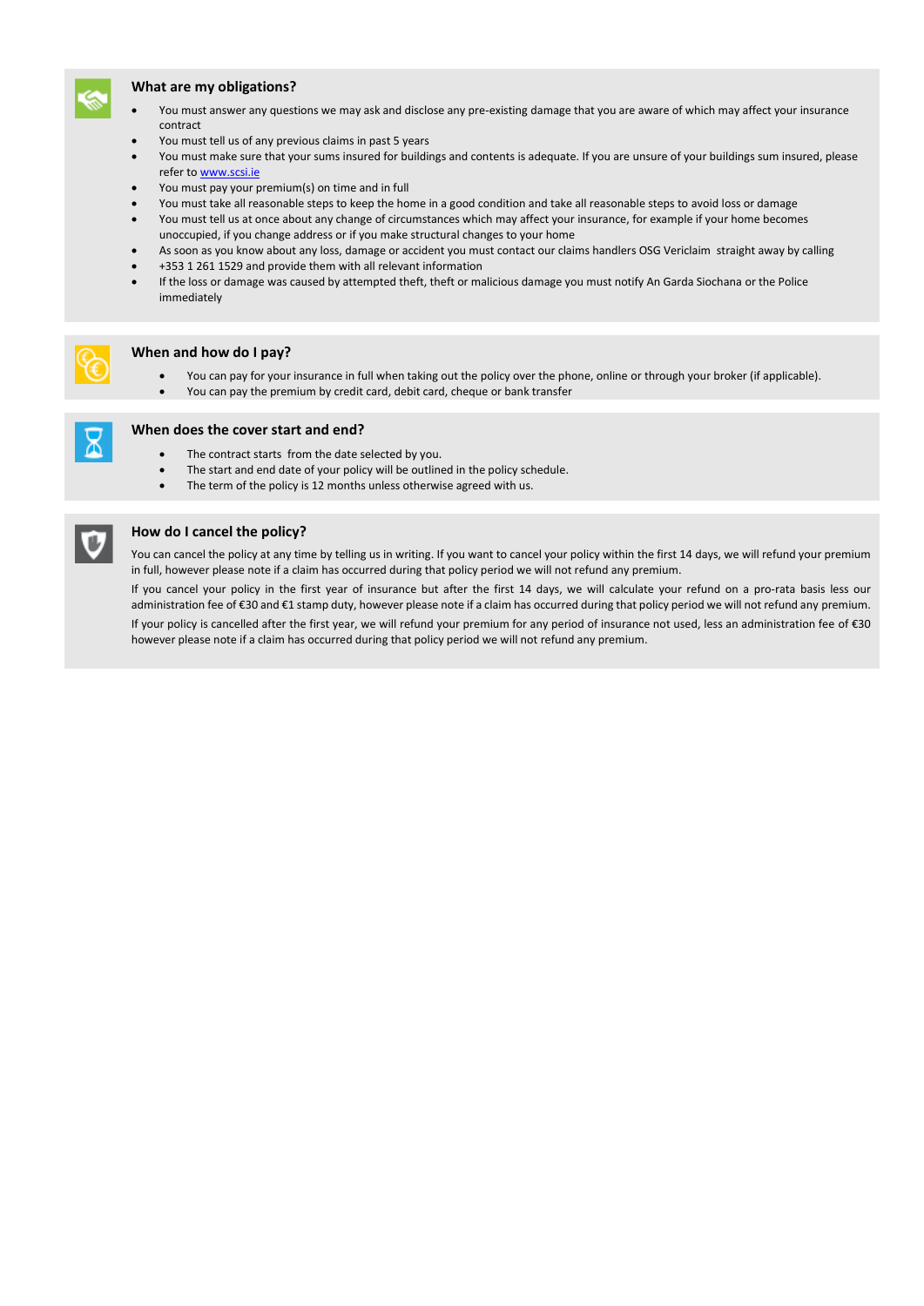## What are my obligations?

- You must answer any questions we may ask and disclose any pre-existing damage that you are aware of which may affect your insurance contract
- You must tell us of any previous claims in past 5 years
- You must make sure that your sums insured for buildings and contents is adequate. If you are unsure of your buildings sum insured, please refer to www.scsi.ie
- You must pay your premium(s) on time and in full
- You must take all reasonable steps to keep the home in a good condition and take all reasonable steps to avoid loss or damage
- You must tell us at once about any change of circumstances which may affect your insurance, for example if your home becomes unoccupied, if you change address or if you make structural changes to your home
- As soon as you know about any loss, damage or accident you must contact our claims handlers OSG Vericlaim straight away by calling
- +353 1 261 1529 and provide them with all relevant information
- If the loss or damage was caused by attempted theft, theft or malicious damage you must notify An Garda Siochana or the Police immediately

## When and how do I pay?

- You can pay for your insurance in full when taking out the policy over the phone, online or through your broker (if applicable).
- You can pay the premium by credit card, debit card, cheque or bank transfer

## When does the cover start and end?

- The contract starts from the date selected by you.
- The start and end date of your policy will be outlined in the policy schedule.
- The term of the policy is 12 months unless otherwise agreed with us.

## How do I cancel the policy?

You can cancel the policy at any time by telling us in writing. If you want to cancel your policy within the first 14 days, we will refund your premium in full, however please note if a claim has occurred during that policy period we will not refund any premium.

If you cancel your policy in the first year of insurance but after the first 14 days, we will calculate your refund on a pro-rata basis less our administration fee of €30 and €1 stamp duty, however please note if a claim has occurred during that policy period we will not refund any premium.

If your policy is cancelled after the first year, we will refund your premium for any period of insurance not used, less an administration fee of €30 however please note if a claim has occurred during that policy period we will not refund any premium.